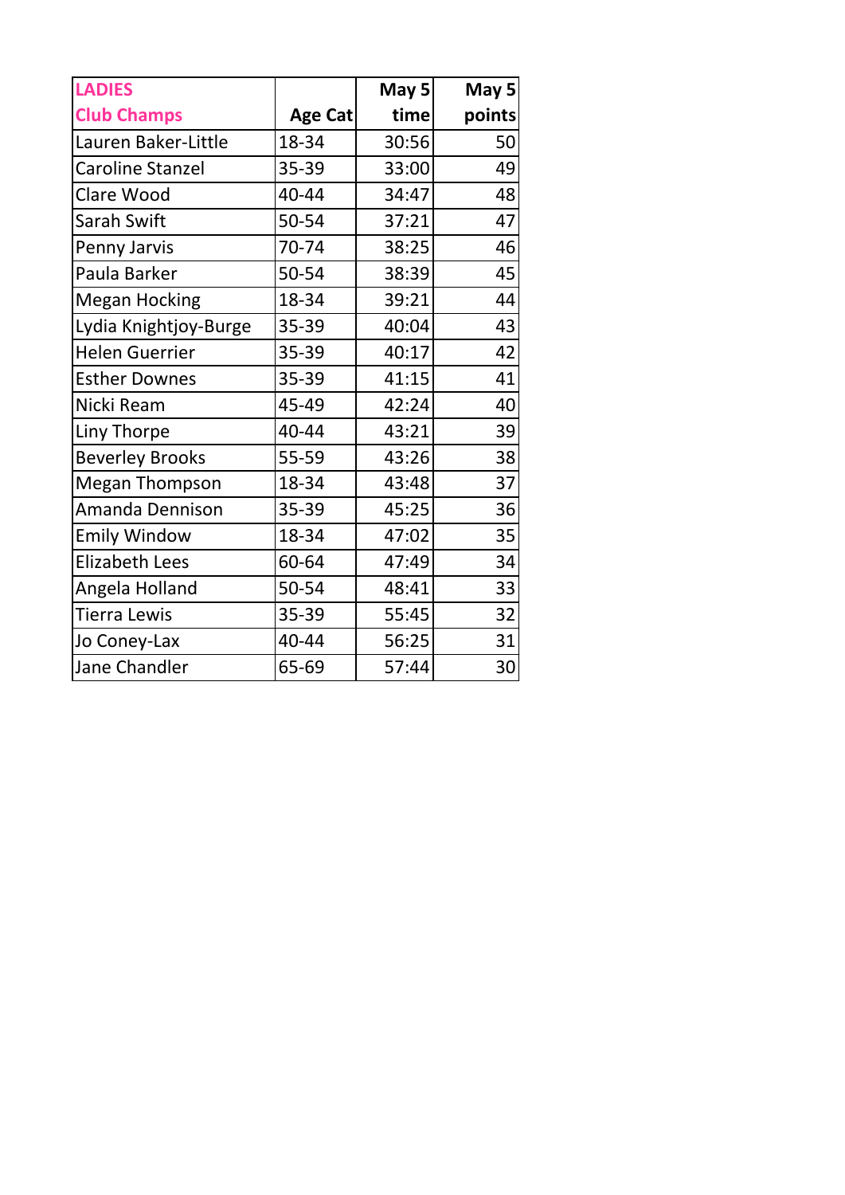| LADIES Club Champs | Age Cat | May 5 time | May 5 points |
|---|---|---|---|
| Lauren Baker-Little | 18-34 | 30:56 | 50 |
| Caroline Stanzel | 35-39 | 33:00 | 49 |
| Clare Wood | 40-44 | 34:47 | 48 |
| Sarah Swift | 50-54 | 37:21 | 47 |
| Penny Jarvis | 70-74 | 38:25 | 46 |
| Paula Barker | 50-54 | 38:39 | 45 |
| Megan Hocking | 18-34 | 39:21 | 44 |
| Lydia Knightjoy-Burge | 35-39 | 40:04 | 43 |
| Helen Guerrier | 35-39 | 40:17 | 42 |
| Esther Downes | 35-39 | 41:15 | 41 |
| Nicki Ream | 45-49 | 42:24 | 40 |
| Liny Thorpe | 40-44 | 43:21 | 39 |
| Beverley Brooks | 55-59 | 43:26 | 38 |
| Megan Thompson | 18-34 | 43:48 | 37 |
| Amanda Dennison | 35-39 | 45:25 | 36 |
| Emily Window | 18-34 | 47:02 | 35 |
| Elizabeth Lees | 60-64 | 47:49 | 34 |
| Angela Holland | 50-54 | 48:41 | 33 |
| Tierra Lewis | 35-39 | 55:45 | 32 |
| Jo Coney-Lax | 40-44 | 56:25 | 31 |
| Jane Chandler | 65-69 | 57:44 | 30 |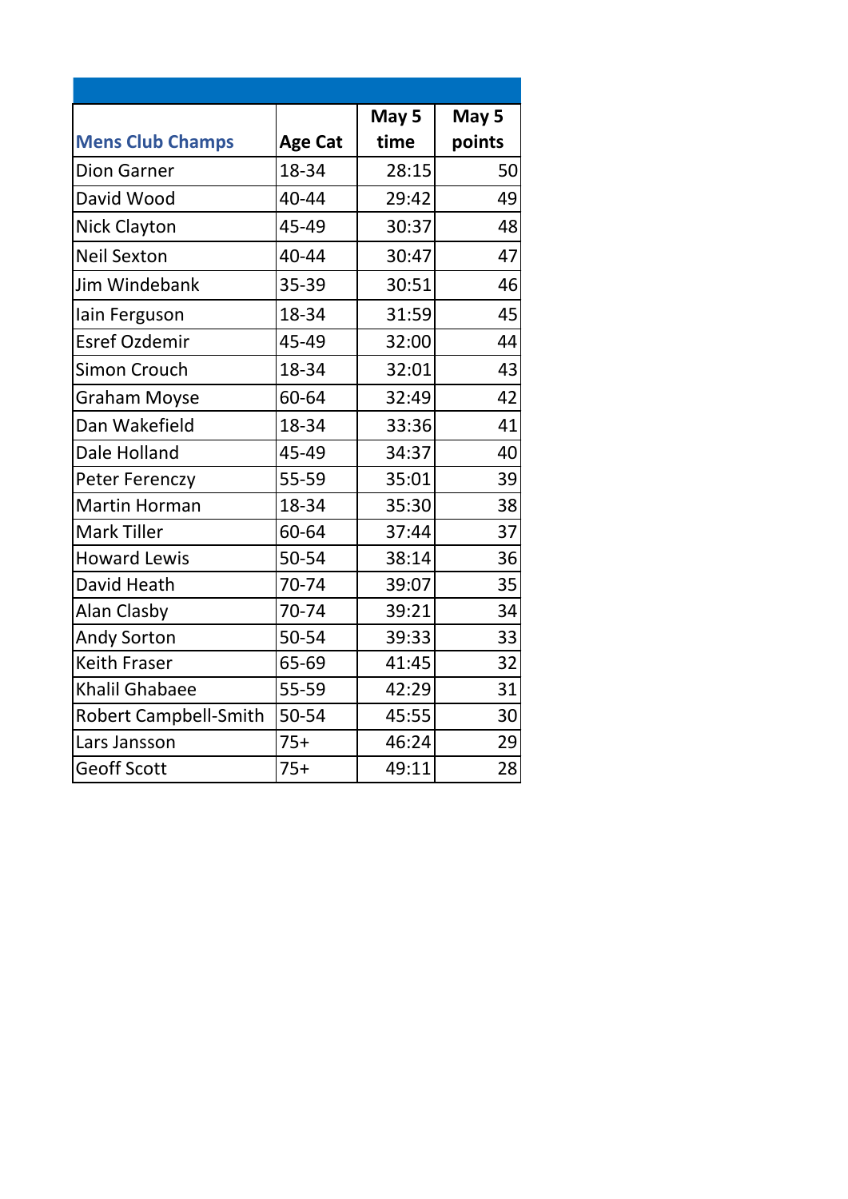| Mens Club Champs | Age Cat | May 5 time | May 5 points |
|---|---|---|---|
| Dion Garner | 18-34 | 28:15 | 50 |
| David Wood | 40-44 | 29:42 | 49 |
| Nick Clayton | 45-49 | 30:37 | 48 |
| Neil Sexton | 40-44 | 30:47 | 47 |
| Jim Windebank | 35-39 | 30:51 | 46 |
| Iain Ferguson | 18-34 | 31:59 | 45 |
| Esref Ozdemir | 45-49 | 32:00 | 44 |
| Simon Crouch | 18-34 | 32:01 | 43 |
| Graham Moyse | 60-64 | 32:49 | 42 |
| Dan Wakefield | 18-34 | 33:36 | 41 |
| Dale Holland | 45-49 | 34:37 | 40 |
| Peter Ferenczy | 55-59 | 35:01 | 39 |
| Martin Horman | 18-34 | 35:30 | 38 |
| Mark Tiller | 60-64 | 37:44 | 37 |
| Howard Lewis | 50-54 | 38:14 | 36 |
| David Heath | 70-74 | 39:07 | 35 |
| Alan Clasby | 70-74 | 39:21 | 34 |
| Andy Sorton | 50-54 | 39:33 | 33 |
| Keith Fraser | 65-69 | 41:45 | 32 |
| Khalil Ghabaee | 55-59 | 42:29 | 31 |
| Robert Campbell-Smith | 50-54 | 45:55 | 30 |
| Lars Jansson | 75+ | 46:24 | 29 |
| Geoff Scott | 75+ | 49:11 | 28 |